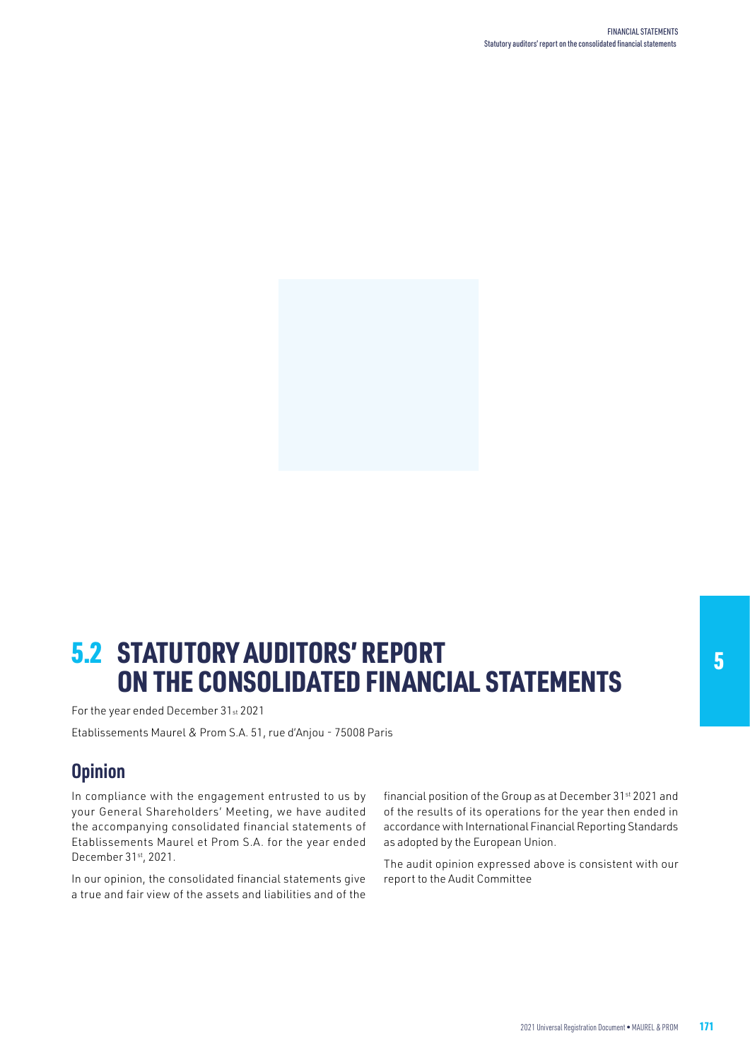# 5.2 STATUTORY AUDITORS' REPORT ON THE CONSOLIDATED FINANCIAL STATEMENTS

For the year ended December 31st 2021

Etablissements Maurel & Prom S.A. 51, rue d'Anjou - 75008 Paris

## Opinion

In compliance with the engagement entrusted to us by your General Shareholders' Meeting, we have audited the accompanying consolidated financial statements of Etablissements Maurel et Prom S.A. for the year ended December 31st, 2021.

In our opinion, the consolidated financial statements give a true and fair view of the assets and liabilities and of the financial position of the Group as at December 31st 2021 and of the results of its operations for the year then ended in accordance with International Financial Reporting Standards as adopted by the European Union.

The audit opinion expressed above is consistent with our report to the Audit Committee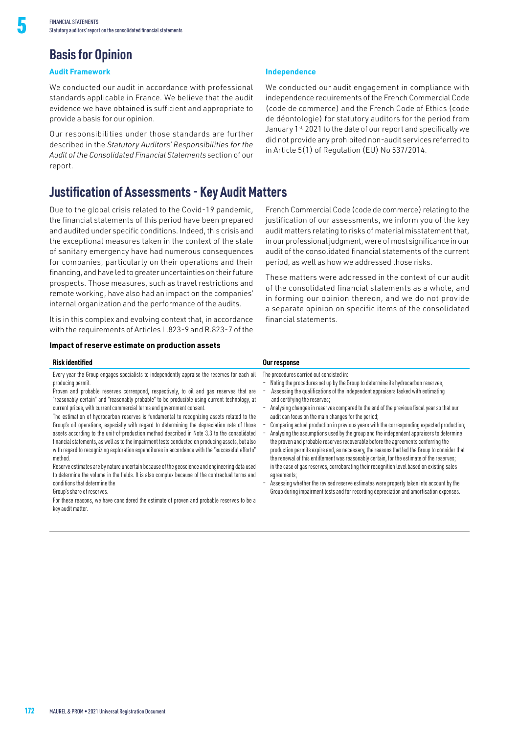# Basis for Opinion

### Audit Framework

We conducted our audit in accordance with professional standards applicable in France. We believe that the audit evidence we have obtained is sufficient and appropriate to provide a basis for our opinion.

Our responsibilities under those standards are further described in the *Statutory Auditors' Responsibilities for the Audit of the Consolidated Financial Statements* section of our report.

### Independence

We conducted our audit engagement in compliance with independence requirements of the French Commercial Code (code de commerce) and the French Code of Ethics (code de déontologie) for statutory auditors for the period from January 1st, 2021 to the date of our report and specifically we did not provide any prohibited non-audit services referred to in Article 5(1) of Regulation (EU) No 537/2014.

# Justification of Assessments - Key Audit Matters

Due to the global crisis related to the Covid-19 pandemic, the financial statements of this period have been prepared and audited under specific conditions. Indeed, this crisis and the exceptional measures taken in the context of the state of sanitary emergency have had numerous consequences for companies, particularly on their operations and their financing, and have led to greater uncertainties on their future prospects. Those measures, such as travel restrictions and remote working, have also had an impact on the companies' internal organization and the performance of the audits.

It is in this complex and evolving context that, in accordance with the requirements of Articles L.823-9 and R.823-7 of the French Commercial Code (code de commerce) relating to the justification of our assessments, we inform you of the key audit matters relating to risks of material misstatement that, in our professional judgment, were of most significance in our audit of the consolidated financial statements of the current period, as well as how we addressed those risks.

These matters were addressed in the context of our audit of the consolidated financial statements as a whole, and in forming our opinion thereon, and we do not provide a separate opinion on specific items of the consolidated financial statements.

**Impact of reserve estimate on production assets**

| Risk identified | Our response |
|---|---|
| Every year the Group engages specialists to independently appraise the reserves for each oil producing permit.<br>Proven and probable reserves correspond, respectively, to oil and gas reserves that are "reasonably certain" and "reasonably probable" to be producible using current technology, at current prices, with current commercial terms and government consent.<br>The estimation of hydrocarbon reserves is fundamental to recognizing assets related to the Group's oil operations, especially with regard to determining the depreciation rate of those assets according to the unit-of-production method described in Note 3.3 to the consolidated financial statements, as well as to the impairment tests conducted on producing assets, but also with regard to recognizing exploration expenditures in accordance with the "successful efforts" method.<br>Reserve estimates are by nature uncertain because of the geoscience and engineering data used to determine the volume in the fields. It is also complex because of the contractual terms and conditions that determine the Group's share of reserves.<br>For these reasons, we have considered the estimate of proven and probable reserves to be a key audit matter. | The procedures carried out consisted in:<br>- Noting the procedures set up by the Group to determine its hydrocarbon reserves;<br>- Assessing the qualifications of the independent appraisers tasked with estimating and certifying the reserves;<br>- Analysing changes in reserves compared to the end of the previous fiscal year so that our audit can focus on the main changes for the period;<br>- Comparing actual production in previous years with the corresponding expected production;<br>- Analysing the assumptions used by the group and the independent appraisers to determine the proven and probable reserves recoverable before the agreements conferring the production permits expire and, as necessary, the reasons that led the Group to consider that the renewal of this entitlement was reasonably certain, for the estimate of the reserves; in the case of gas reserves, corroborating their recognition level based on existing sales agreements;<br>- Assessing whether the revised reserve estimates were properly taken into account by the Group during impairment tests and for recording depreciation and amortisation expenses. |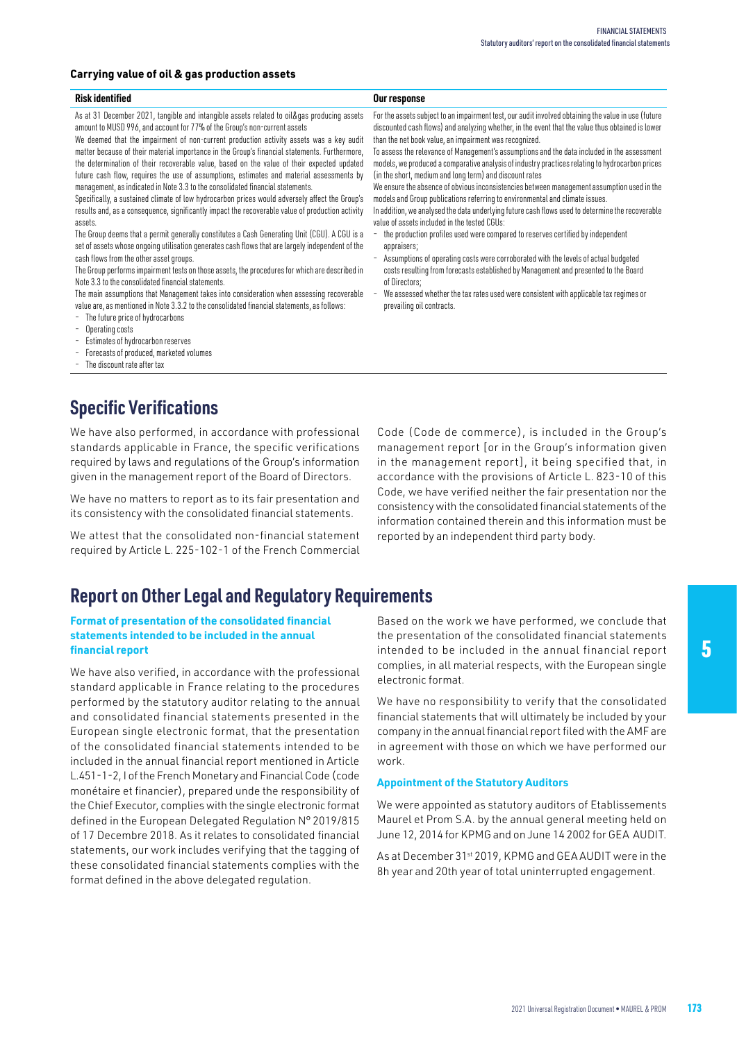### Carrying value of oil & gas production assets

| Risk identified | Our response |
| --- | --- |
| As at 31 December 2021, tangible and intangible assets related to oil&gas producing assets amount to MUSD 996, and account for 77% of the Group's non-current assets<br>We deemed that the impairment of non-current production activity assets was a key audit matter because of their material importance in the Group's financial statements. Furthermore, the determination of their recoverable value, based on the value of their expected updated future cash flow, requires the use of assumptions, estimates and material assessments by management, as indicated in Note 3.3 to the consolidated financial statements.<br>Specifically, a sustained climate of low hydrocarbon prices would adversely affect the Group's results and, as a consequence, significantly impact the recoverable value of production activity assets.<br>The Group deems that a permit generally constitutes a Cash Generating Unit (CGU). A CGU is a set of assets whose ongoing utilisation generates cash flows that are largely independent of the cash flows from the other asset groups.<br>The Group performs impairment tests on those assets, the procedures for which are described in Note 3.3 to the consolidated financial statements.<br>The main assumptions that Management takes into consideration when assessing recoverable value are, as mentioned in Note 3.3.2 to the consolidated financial statements, as follows:<br>- The future price of hydrocarbons<br>- Operating costs<br>- Estimates of hydrocarbon reserves<br>- Forecasts of produced, marketed volumes<br>- The discount rate after tax | For the assets subject to an impairment test, our audit involved obtaining the value in use (future discounted cash flows) and analyzing whether, in the event that the value thus obtained is lower than the net book value, an impairment was recognized.<br>To assess the relevance of Management's assumptions and the data included in the assessment models, we produced a comparative analysis of industry practices relating to hydrocarbon prices (in the short, medium and long term) and discount rates<br>We ensure the absence of obvious inconsistencies between management assumption used in the models and Group publications referring to environmental and climate issues.<br>In addition, we analysed the data underlying future cash flows used to determine the recoverable value of assets included in the tested CGUs:<br>- the production profiles used were compared to reserves certified by independent appraisers;<br>- Assumptions of operating costs were corroborated with the levels of actual budgeted costs resulting from forecasts established by Management and presented to the Board of Directors;<br>- We assessed whether the tax rates used were consistent with applicable tax regimes or prevailing oil contracts. |

## Specific Verifications

We have also performed, in accordance with professional standards applicable in France, the specific verifications required by laws and regulations of the Group's information given in the management report of the Board of Directors.

We have no matters to report as to its fair presentation and its consistency with the consolidated financial statements.

We attest that the consolidated non-financial statement required by Article L. 225-102-1 of the French Commercial Code (Code de commerce), is included in the Group's management report [or in the Group's information given in the management report], it being specified that, in accordance with the provisions of Article L. 823-10 of this Code, we have verified neither the fair presentation nor the consistency with the consolidated financial statements of the information contained therein and this information must be reported by an independent third party body.

## Report on Other Legal and Regulatory Requirements

### Format of presentation of the consolidated financial statements intended to be included in the annual financial report

We have also verified, in accordance with the professional standard applicable in France relating to the procedures performed by the statutory auditor relating to the annual and consolidated financial statements presented in the European single electronic format, that the presentation of the consolidated financial statements intended to be included in the annual financial report mentioned in Article L.451-1-2, I of the French Monetary and Financial Code (code monétaire et financier), prepared unde the responsibility of the Chief Executor, complies with the single electronic format defined in the European Delegated Regulation N° 2019/815 of 17 Decembre 2018. As it relates to consolidated financial statements, our work includes verifying that the tagging of these consolidated financial statements complies with the format defined in the above delegated regulation.

Based on the work we have performed, we conclude that the presentation of the consolidated financial statements intended to be included in the annual financial report complies, in all material respects, with the European single electronic format.

We have no responsibility to verify that the consolidated financial statements that will ultimately be included by your company in the annual financial report filed with the AMF are in agreement with those on which we have performed our work.

### Appointment of the Statutory Auditors

We were appointed as statutory auditors of Etablissements Maurel et Prom S.A. by the annual general meeting held on June 12, 2014 for KPMG and on June 14 2002 for GEA AUDIT.

As at December 31st 2019, KPMG and GEA AUDIT were in the 8h year and 20th year of total uninterrupted engagement.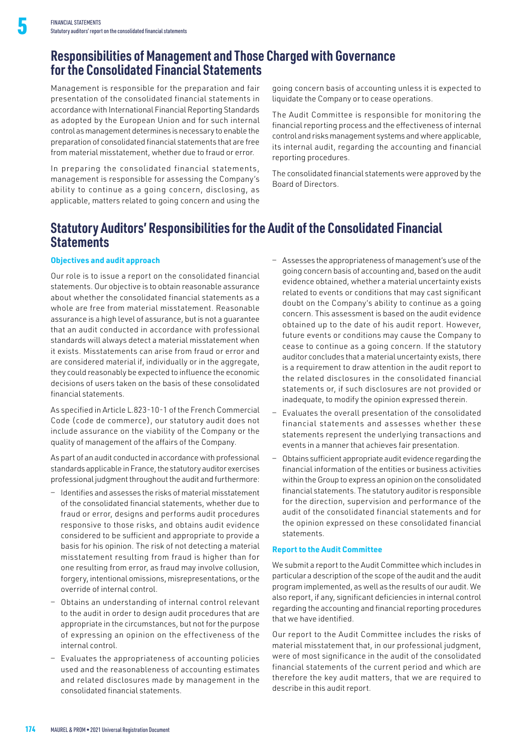## Responsibilities of Management and Those Charged with Governance for the Consolidated Financial Statements

Management is responsible for the preparation and fair presentation of the consolidated financial statements in accordance with International Financial Reporting Standards as adopted by the European Union and for such internal control as management determines is necessary to enable the preparation of consolidated financial statements that are free from material misstatement, whether due to fraud or error.

In preparing the consolidated financial statements, management is responsible for assessing the Company's ability to continue as a going concern, disclosing, as applicable, matters related to going concern and using the going concern basis of accounting unless it is expected to liquidate the Company or to cease operations.

The Audit Committee is responsible for monitoring the financial reporting process and the effectiveness of internal control and risks management systems and where applicable, its internal audit, regarding the accounting and financial reporting procedures.

The consolidated financial statements were approved by the Board of Directors.

## Statutory Auditors' Responsibilities for the Audit of the Consolidated Financial Statements

### Objectives and audit approach

Our role is to issue a report on the consolidated financial statements. Our objective is to obtain reasonable assurance about whether the consolidated financial statements as a whole are free from material misstatement. Reasonable assurance is a high level of assurance, but is not a guarantee that an audit conducted in accordance with professional standards will always detect a material misstatement when it exists. Misstatements can arise from fraud or error and are considered material if, individually or in the aggregate, they could reasonably be expected to influence the economic decisions of users taken on the basis of these consolidated financial statements.

As specified in Article L.823-10-1 of the French Commercial Code (code de commerce), our statutory audit does not include assurance on the viability of the Company or the quality of management of the affairs of the Company.

As part of an audit conducted in accordance with professional standards applicable in France, the statutory auditor exercises professional judgment throughout the audit and furthermore:

- Identifies and assesses the risks of material misstatement of the consolidated financial statements, whether due to fraud or error, designs and performs audit procedures responsive to those risks, and obtains audit evidence considered to be sufficient and appropriate to provide a basis for his opinion. The risk of not detecting a material misstatement resulting from fraud is higher than for one resulting from error, as fraud may involve collusion, forgery, intentional omissions, misrepresentations, or the override of internal control.
- Obtains an understanding of internal control relevant to the audit in order to design audit procedures that are appropriate in the circumstances, but not for the purpose of expressing an opinion on the effectiveness of the internal control.
- Evaluates the appropriateness of accounting policies used and the reasonableness of accounting estimates and related disclosures made by management in the consolidated financial statements.
- Assesses the appropriateness of management's use of the going concern basis of accounting and, based on the audit evidence obtained, whether a material uncertainty exists related to events or conditions that may cast significant doubt on the Company's ability to continue as a going concern. This assessment is based on the audit evidence obtained up to the date of his audit report. However, future events or conditions may cause the Company to cease to continue as a going concern. If the statutory auditor concludes that a material uncertainty exists, there is a requirement to draw attention in the audit report to the related disclosures in the consolidated financial statements or, if such disclosures are not provided or inadequate, to modify the opinion expressed therein.
- Evaluates the overall presentation of the consolidated financial statements and assesses whether these statements represent the underlying transactions and events in a manner that achieves fair presentation.
- Obtains sufficient appropriate audit evidence regarding the financial information of the entities or business activities within the Group to express an opinion on the consolidated financial statements. The statutory auditor is responsible for the direction, supervision and performance of the audit of the consolidated financial statements and for the opinion expressed on these consolidated financial statements.

### Report to the Audit Committee

We submit a report to the Audit Committee which includes in particular a description of the scope of the audit and the audit program implemented, as well as the results of our audit. We also report, if any, significant deficiencies in internal control regarding the accounting and financial reporting procedures that we have identified.

Our report to the Audit Committee includes the risks of material misstatement that, in our professional judgment, were of most significance in the audit of the consolidated financial statements of the current period and which are therefore the key audit matters, that we are required to describe in this audit report.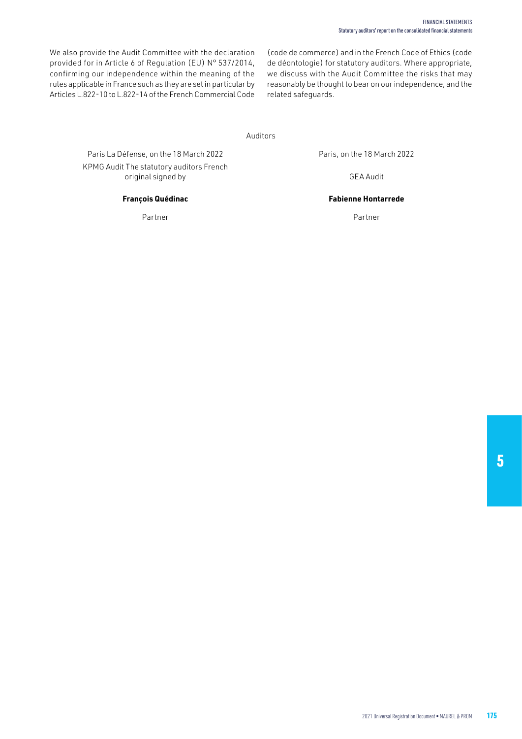We also provide the Audit Committee with the declaration provided for in Article 6 of Regulation (EU) N° 537/2014, confirming our independence within the meaning of the rules applicable in France such as they are set in particular by Articles L.822-10 to L.822-14 of the French Commercial Code (code de commerce) and in the French Code of Ethics (code de déontologie) for statutory auditors. Where appropriate, we discuss with the Audit Committee the risks that may reasonably be thought to bear on our independence, and the related safeguards.

Auditors

Paris La Défense, on the 18 March 2022

KPMG Audit The statutory auditors French original signed by

**François Quédinac**

Partner

Paris, on the 18 March 2022

GEA Audit

**Fabienne Hontarrede**

Partner